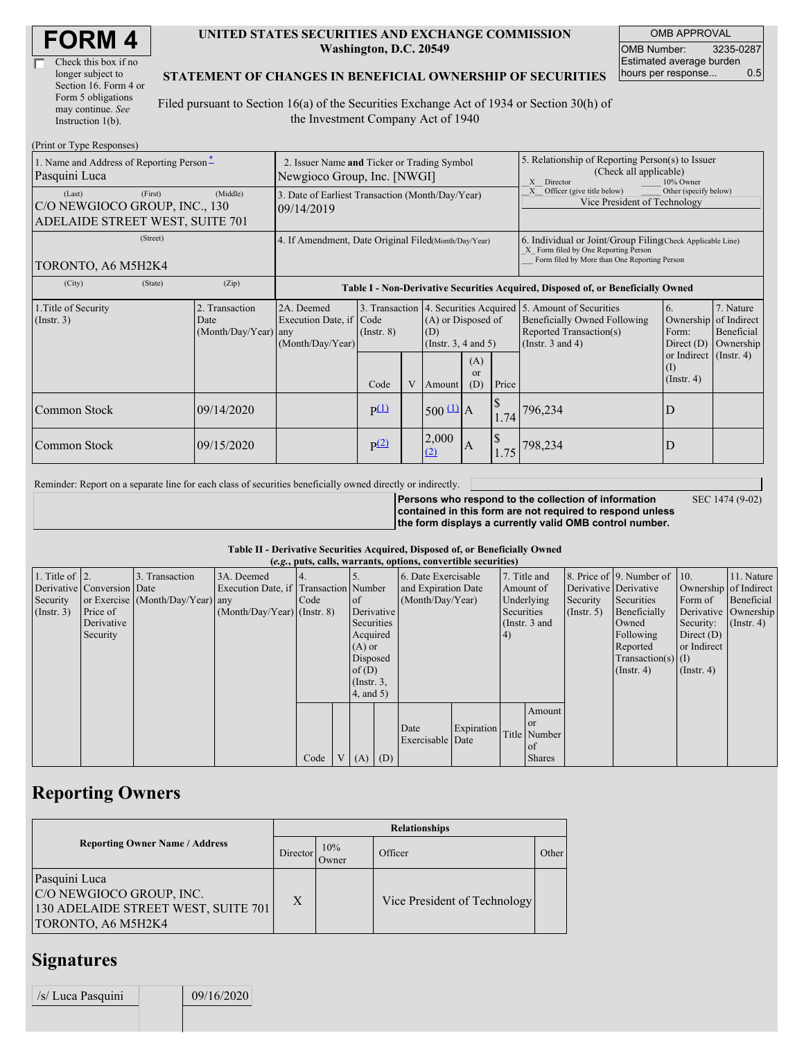# FORM 4

☐ Check this box if no longer subject to Section 16. Form 4 or Form 5 obligations may continue. *See* Instruction 1(b).

**UNITED STATES SECURITIES AND EXCHANGE COMMISSION**
**Washington, D.C. 20549**

**STATEMENT OF CHANGES IN BENEFICIAL OWNERSHIP OF SECURITIES**

Filed pursuant to Section 16(a) of the Securities Exchange Act of 1934 or Section 30(h) of the Investment Company Act of 1940

| OMB APPROVAL | |
|---|---|
| OMB Number: | 3235-0287 |
| Estimated average burden hours per response... | 0.5 |

(Print or Type Responses)

| | | |
|---|---|---|
| 1. Name and Address of Reporting Person *<br>Pasquini Luca<br>(Last) (First) (Middle)<br>C/O NEWGIOCO GROUP, INC., 130 ADELAIDE STREET WEST, SUITE 701<br>(Street)<br>TORONTO, A6 M5H2K4<br>(City) (State) (Zip) | 2. Issuer Name **and** Ticker or Trading Symbol<br>Newgioco Group, Inc. [NWGI]<br><br>3. Date of Earliest Transaction (Month/Day/Year)<br>09/14/2019<br><br>4. If Amendment, Date Original Filed(Month/Day/Year) | 5. Relationship of Reporting Person(s) to Issuer (Check all applicable)<br>_X_ Director ___ 10% Owner<br>_X_ Officer (give title below) ___ Other (specify below)<br>Vice President of Technology<br><br>6. Individual or Joint/Group Filing(Check Applicable Line)<br>_X_ Form filed by One Reporting Person<br>___ Form filed by More than One Reporting Person |

**Table I - Non-Derivative Securities Acquired, Disposed of, or Beneficially Owned**

| 1.Title of Security (Instr. 3) | 2. Transaction Date (Month/Day/Year) | 2A. Deemed Execution Date, if any (Month/Day/Year) | 3. Transaction Code (Instr. 8) | | 4. Securities Acquired (A) or Disposed of (D) (Instr. 3, 4 and 5) | | | 5. Amount of Securities Beneficially Owned Following Reported Transaction(s) (Instr. 3 and 4) | 6. Ownership Form: Direct (D) or Indirect (I) (Instr. 4) | 7. Nature of Indirect Beneficial Ownership (Instr. 4) |
|---|---|---|---|---|---|---|---|---|---|---|
| | | | Code | V | Amount | (A) or (D) | Price | | | |
| Common Stock | 09/14/2020 | | P[(1)] | | 500 [(1)] | A | $ 1.74 | 796,234 | D | |
| Common Stock | 09/15/2020 | | P[(2)] | | 2,000 [(2)] | A | $ 1.75 | 798,234 | D | |

Reminder: Report on a separate line for each class of securities beneficially owned directly or indirectly.

**Persons who respond to the collection of information contained in this form are not required to respond unless the form displays a currently valid OMB control number.** SEC 1474 (9-02)

**Table II - Derivative Securities Acquired, Disposed of, or Beneficially Owned**
**(*e.g.*, puts, calls, warrants, options, convertible securities)**

| 1. Title of Derivative Security (Instr. 3) | 2. Conversion or Exercise Price of Derivative Security | 3. Transaction Date (Month/Day/Year) | 3A. Deemed Execution Date, if any (Month/Day/Year) | 4. Transaction Code (Instr. 8) | | 5. Number of Derivative Securities Acquired (A) or Disposed of (D) (Instr. 3, 4, and 5) | | 6. Date Exercisable and Expiration Date (Month/Day/Year) | | 7. Title and Amount of Underlying Securities (Instr. 3 and 4) | | 8. Price of Derivative Security (Instr. 5) | 9. Number of Derivative Securities Beneficially Owned Following Reported Transaction(s) (Instr. 4) | 10. Ownership Form of Derivative Security: Direct (D) or Indirect (I) (Instr. 4) | 11. Nature of Indirect Beneficial Ownership (Instr. 4) |
|---|---|---|---|---|---|---|---|---|---|---|---|---|---|---|---|
| | | | | Code | V | (A) | (D) | Date Exercisable | Expiration Date | Title | Amount or Number of Shares | | | | |

## Reporting Owners

| Reporting Owner Name / Address | Relationships | | | |
|---|---|---|---|---|
| | Director | 10% Owner | Officer | Other |
| Pasquini Luca<br>C/O NEWGIOCO GROUP, INC.<br>130 ADELAIDE STREET WEST, SUITE 701<br>TORONTO, A6 M5H2K4 | X | | Vice President of Technology | |

## Signatures

| | |
|---|---|
| /s/ Luca Pasquini | 09/16/2020 |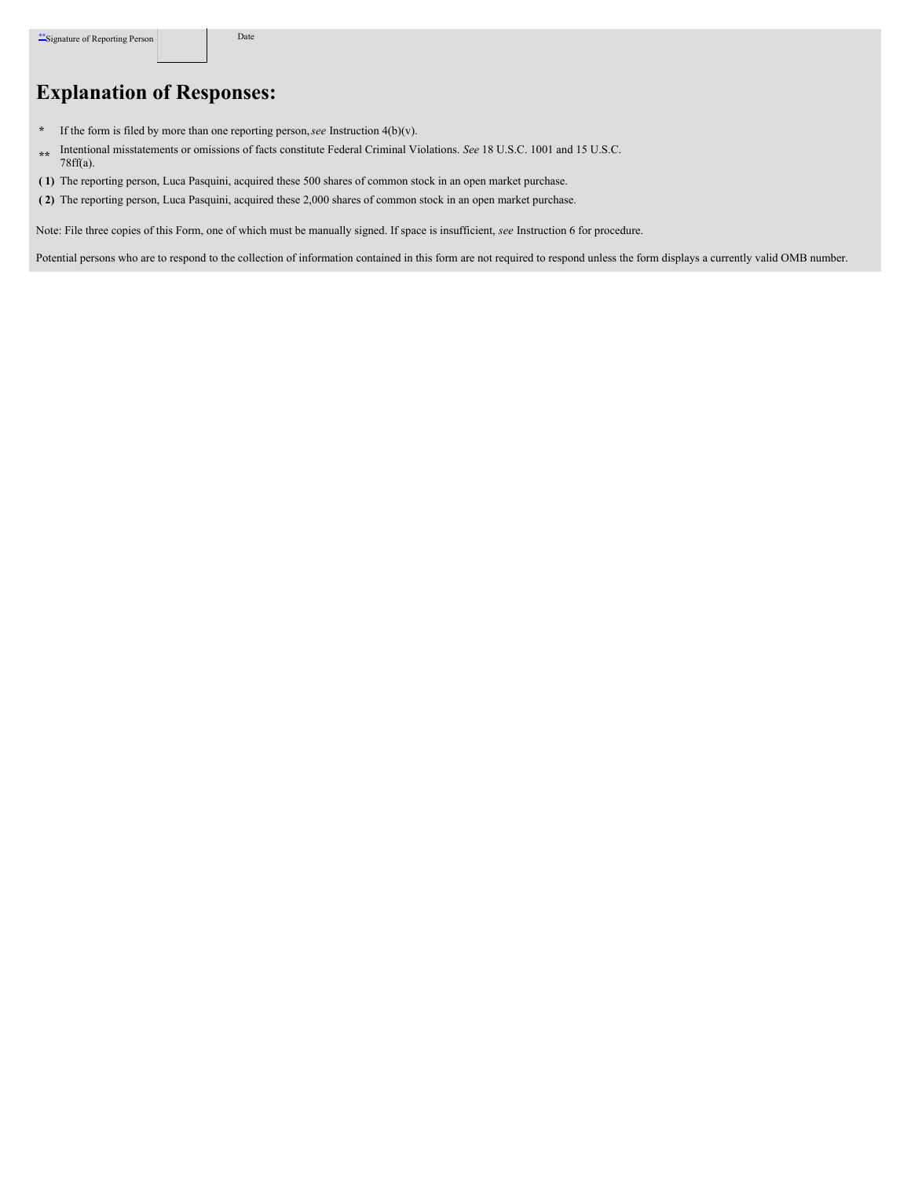| ** Signature of Reporting Person | | Date |
| --- | --- | --- |

## Explanation of Responses:

* If the form is filed by more than one reporting person, *see* Instruction 4(b)(v).

** Intentional misstatements or omissions of facts constitute Federal Criminal Violations. *See* 18 U.S.C. 1001 and 15 U.S.C. 78ff(a).

**( 1)** The reporting person, Luca Pasquini, acquired these 500 shares of common stock in an open market purchase.

**( 2)** The reporting person, Luca Pasquini, acquired these 2,000 shares of common stock in an open market purchase.

Note: File three copies of this Form, one of which must be manually signed. If space is insufficient, *see* Instruction 6 for procedure.

Potential persons who are to respond to the collection of information contained in this form are not required to respond unless the form displays a currently valid OMB number.